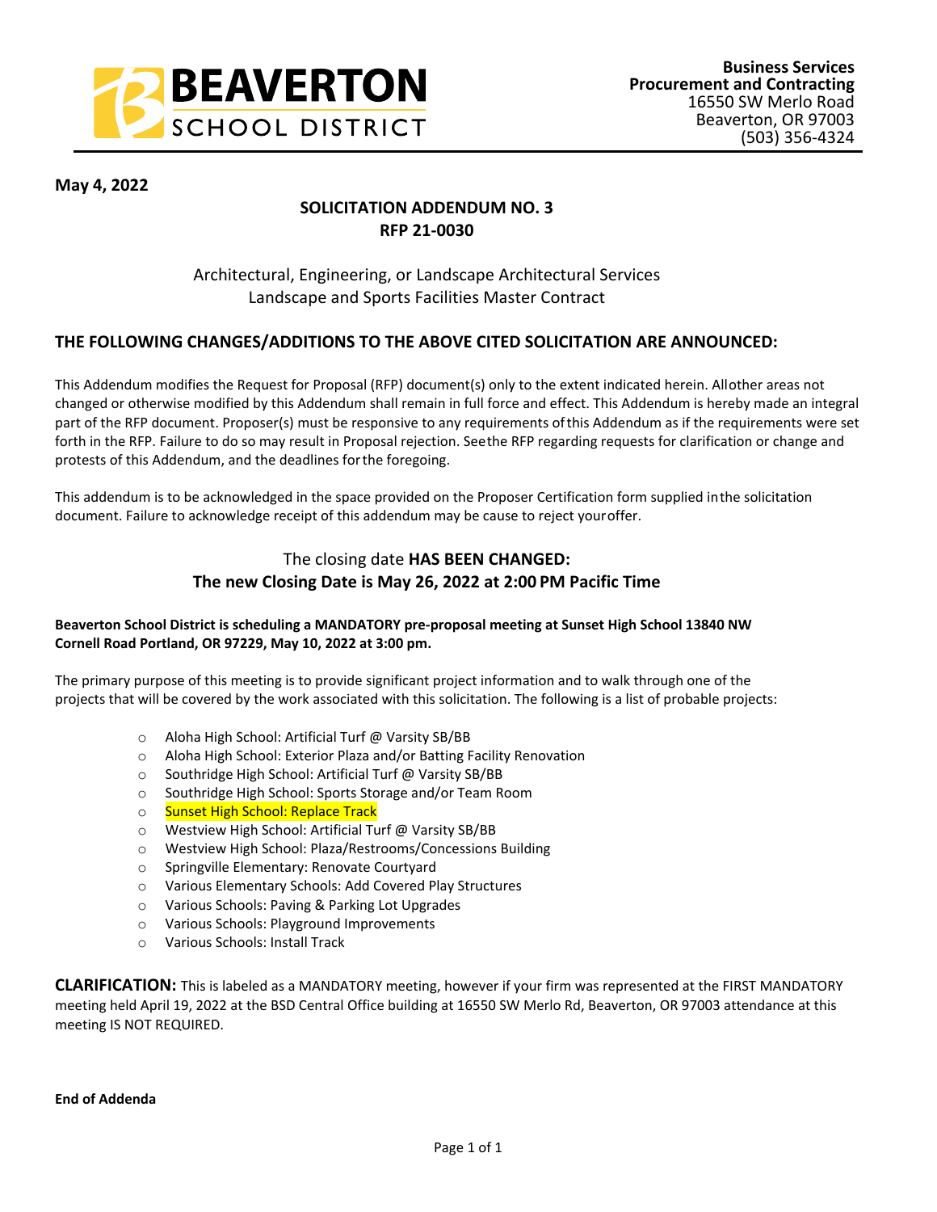**BEAVERTON SCHOOL DISTRICT**

**Business Services**
**Procurement and Contracting**
16550 SW Merlo Road
Beaverton, OR 97003
(503) 356-4324

**May 4, 2022**

## SOLICITATION ADDENDUM NO. 3
## RFP 21-0030

Architectural, Engineering, or Landscape Architectural Services
Landscape and Sports Facilities Master Contract

### THE FOLLOWING CHANGES/ADDITIONS TO THE ABOVE CITED SOLICITATION ARE ANNOUNCED:

This Addendum modifies the Request for Proposal (RFP) document(s) only to the extent indicated herein. All other areas not changed or otherwise modified by this Addendum shall remain in full force and effect. This Addendum is hereby made an integral part of the RFP document. Proposer(s) must be responsive to any requirements of this Addendum as if the requirements were set forth in the RFP. Failure to do so may result in Proposal rejection. See the RFP regarding requests for clarification or change and protests of this Addendum, and the deadlines for the foregoing.

This addendum is to be acknowledged in the space provided on the Proposer Certification form supplied in the solicitation document. Failure to acknowledge receipt of this addendum may be cause to reject your offer.

The closing date **HAS BEEN CHANGED:**
**The new Closing Date is May 26, 2022 at 2:00 PM Pacific Time**

**Beaverton School District is scheduling a MANDATORY pre-proposal meeting at Sunset High School 13840 NW Cornell Road Portland, OR 97229, May 10, 2022 at 3:00 pm.**

The primary purpose of this meeting is to provide significant project information and to walk through one of the projects that will be covered by the work associated with this solicitation. The following is a list of probable projects:

- Aloha High School: Artificial Turf @ Varsity SB/BB
- Aloha High School: Exterior Plaza and/or Batting Facility Renovation
- Southridge High School: Artificial Turf @ Varsity SB/BB
- Southridge High School: Sports Storage and/or Team Room
- Sunset High School: Replace Track
- Westview High School: Artificial Turf @ Varsity SB/BB
- Westview High School: Plaza/Restrooms/Concessions Building
- Springville Elementary: Renovate Courtyard
- Various Elementary Schools: Add Covered Play Structures
- Various Schools: Paving & Parking Lot Upgrades
- Various Schools: Playground Improvements
- Various Schools: Install Track

**CLARIFICATION:** This is labeled as a MANDATORY meeting, however if your firm was represented at the FIRST MANDATORY meeting held April 19, 2022 at the BSD Central Office building at 16550 SW Merlo Rd, Beaverton, OR 97003 attendance at this meeting IS NOT REQUIRED.

**End of Addenda**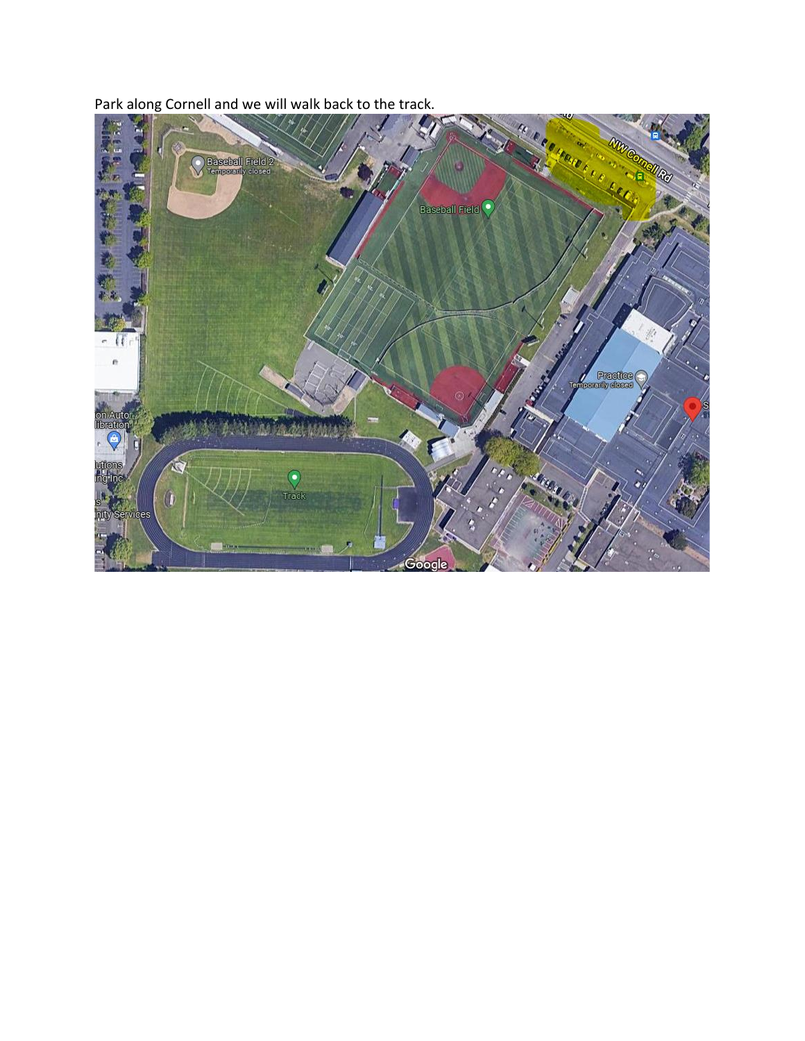Park along Cornell and we will walk back to the track.